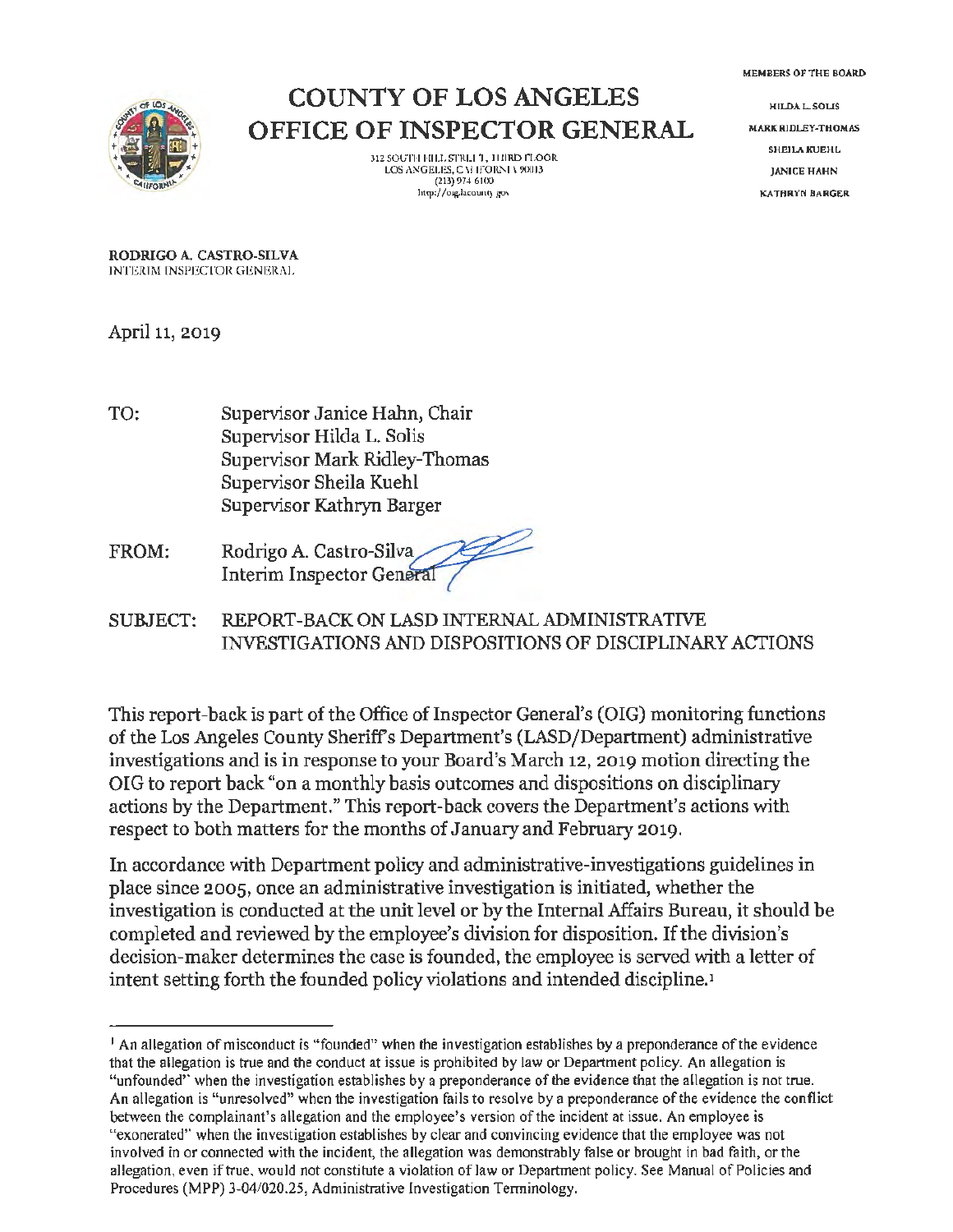# COUNTY OF LOS ANGELES
# OFFICE OF INSPECTOR GENERAL

312 SOUTH HILL STREET, THIRD FLOOR
LOS ANGELES, CALIFORNIA 90013
(213) 974-6100
http://oig.lacounty.gov

MEMBERS OF THE BOARD

HILDA L. SOLIS
MARK RIDLEY-THOMAS
SHEILA KUEHL
JANICE HAHN
KATHRYN BARGER

**RODRIGO A. CASTRO-SILVA**
INTERIM INSPECTOR GENERAL

April 11, 2019

TO: Supervisor Janice Hahn, Chair
Supervisor Hilda L. Solis
Supervisor Mark Ridley-Thomas
Supervisor Sheila Kuehl
Supervisor Kathryn Barger

FROM: Rodrigo A. Castro-Silva
Interim Inspector General

SUBJECT: REPORT-BACK ON LASD INTERNAL ADMINISTRATIVE INVESTIGATIONS AND DISPOSITIONS OF DISCIPLINARY ACTIONS

This report-back is part of the Office of Inspector General's (OIG) monitoring functions of the Los Angeles County Sheriff's Department's (LASD/Department) administrative investigations and is in response to your Board's March 12, 2019 motion directing the OIG to report back "on a monthly basis outcomes and dispositions on disciplinary actions by the Department." This report-back covers the Department's actions with respect to both matters for the months of January and February 2019.

In accordance with Department policy and administrative-investigations guidelines in place since 2005, once an administrative investigation is initiated, whether the investigation is conducted at the unit level or by the Internal Affairs Bureau, it should be completed and reviewed by the employee's division for disposition. If the division's decision-maker determines the case is founded, the employee is served with a letter of intent setting forth the founded policy violations and intended discipline.[1]

---

[1] An allegation of misconduct is "founded" when the investigation establishes by a preponderance of the evidence that the allegation is true and the conduct at issue is prohibited by law or Department policy. An allegation is "unfounded" when the investigation establishes by a preponderance of the evidence that the allegation is not true. An allegation is "unresolved" when the investigation fails to resolve by a preponderance of the evidence the conflict between the complainant's allegation and the employee's version of the incident at issue. An employee is "exonerated" when the investigation establishes by clear and convincing evidence that the employee was not involved in or connected with the incident, the allegation was demonstrably false or brought in bad faith, or the allegation, even if true, would not constitute a violation of law or Department policy. See Manual of Policies and Procedures (MPP) 3-04/020.25, Administrative Investigation Terminology.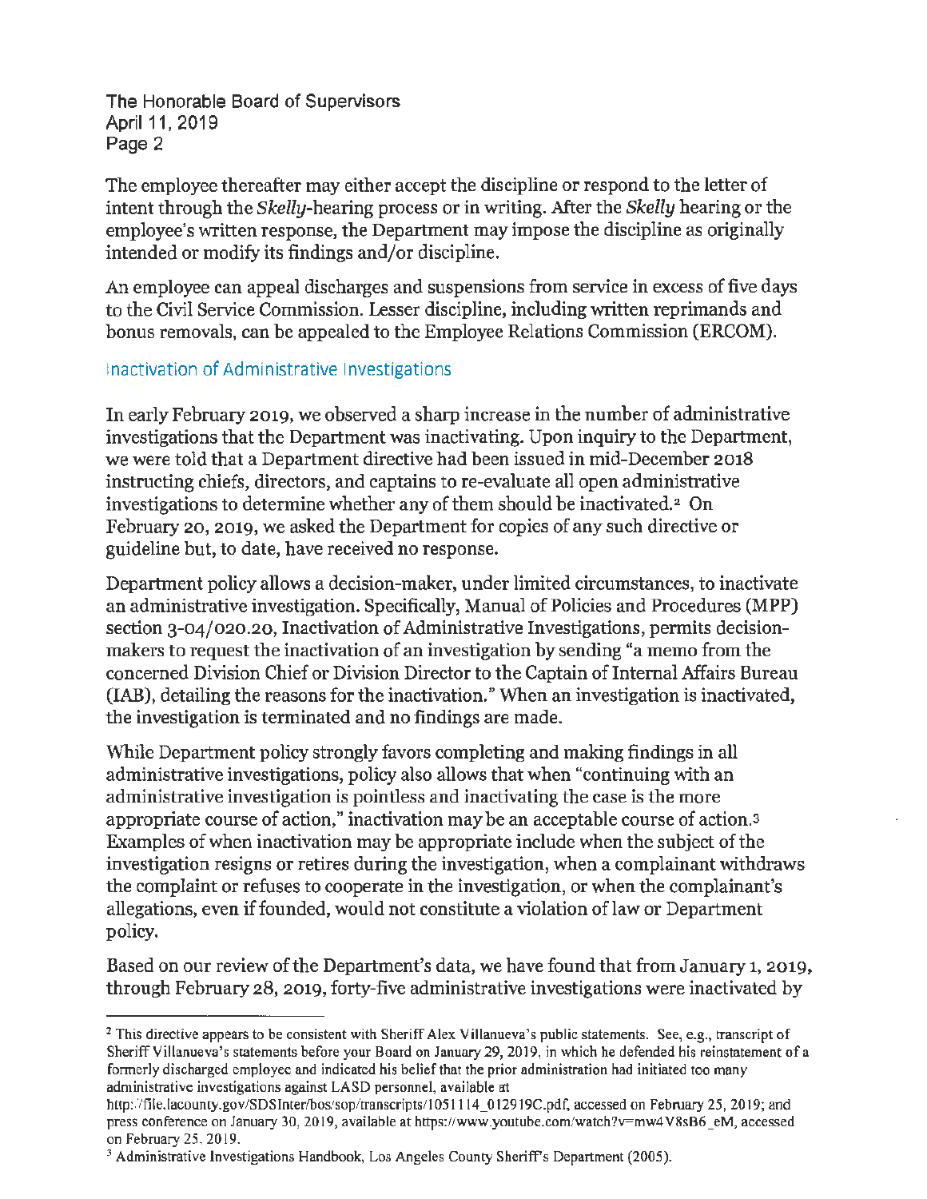The employee thereafter may either accept the discipline or respond to the letter of intent through the *Skelly*-hearing process or in writing. After the *Skelly* hearing or the employee's written response, the Department may impose the discipline as originally intended or modify its findings and/or discipline.

An employee can appeal discharges and suspensions from service in excess of five days to the Civil Service Commission. Lesser discipline, including written reprimands and bonus removals, can be appealed to the Employee Relations Commission (ERCOM).

## Inactivation of Administrative Investigations

In early February 2019, we observed a sharp increase in the number of administrative investigations that the Department was inactivating. Upon inquiry to the Department, we were told that a Department directive had been issued in mid-December 2018 instructing chiefs, directors, and captains to re-evaluate all open administrative investigations to determine whether any of them should be inactivated.[2] On February 20, 2019, we asked the Department for copies of any such directive or guideline but, to date, have received no response.

Department policy allows a decision-maker, under limited circumstances, to inactivate an administrative investigation. Specifically, Manual of Policies and Procedures (MPP) section 3-04/020.20, Inactivation of Administrative Investigations, permits decision-makers to request the inactivation of an investigation by sending "a memo from the concerned Division Chief or Division Director to the Captain of Internal Affairs Bureau (IAB), detailing the reasons for the inactivation." When an investigation is inactivated, the investigation is terminated and no findings are made.

While Department policy strongly favors completing and making findings in all administrative investigations, policy also allows that when "continuing with an administrative investigation is pointless and inactivating the case is the more appropriate course of action," inactivation may be an acceptable course of action.[3] Examples of when inactivation may be appropriate include when the subject of the investigation resigns or retires during the investigation, when a complainant withdraws the complaint or refuses to cooperate in the investigation, or when the complainant's allegations, even if founded, would not constitute a violation of law or Department policy.

Based on our review of the Department's data, we have found that from January 1, 2019, through February 28, 2019, forty-five administrative investigations were inactivated by

---

[2] This directive appears to be consistent with Sheriff Alex Villanueva's public statements. See, e.g., transcript of Sheriff Villanueva's statements before your Board on January 29, 2019, in which he defended his reinstatement of a formerly discharged employee and indicated his belief that the prior administration had initiated too many administrative investigations against LASD personnel, available at http://file.lacounty.gov/SDSInter/bos/sop/transcripts/1051114_012919C.pdf, accessed on February 25, 2019; and press conference on January 30, 2019, available at https://www.youtube.com/watch?v=mw4V8sB6_eM, accessed on February 25, 2019.

[3] Administrative Investigations Handbook, Los Angeles County Sheriff's Department (2005).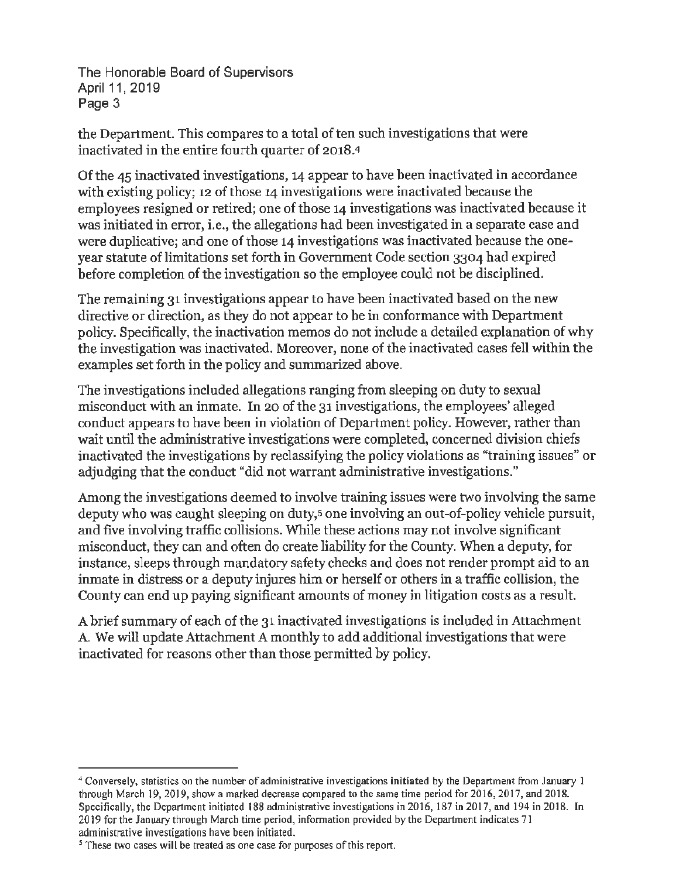the Department. This compares to a total of ten such investigations that were inactivated in the entire fourth quarter of 2018.[4]

Of the 45 inactivated investigations, 14 appear to have been inactivated in accordance with existing policy; 12 of those 14 investigations were inactivated because the employees resigned or retired; one of those 14 investigations was inactivated because it was initiated in error, i.e., the allegations had been investigated in a separate case and were duplicative; and one of those 14 investigations was inactivated because the one-year statute of limitations set forth in Government Code section 3304 had expired before completion of the investigation so the employee could not be disciplined.

The remaining 31 investigations appear to have been inactivated based on the new directive or direction, as they do not appear to be in conformance with Department policy. Specifically, the inactivation memos do not include a detailed explanation of why the investigation was inactivated. Moreover, none of the inactivated cases fell within the examples set forth in the policy and summarized above.

The investigations included allegations ranging from sleeping on duty to sexual misconduct with an inmate. In 20 of the 31 investigations, the employees' alleged conduct appears to have been in violation of Department policy. However, rather than wait until the administrative investigations were completed, concerned division chiefs inactivated the investigations by reclassifying the policy violations as "training issues" or adjudging that the conduct "did not warrant administrative investigations."

Among the investigations deemed to involve training issues were two involving the same deputy who was caught sleeping on duty,[5] one involving an out-of-policy vehicle pursuit, and five involving traffic collisions. While these actions may not involve significant misconduct, they can and often do create liability for the County. When a deputy, for instance, sleeps through mandatory safety checks and does not render prompt aid to an inmate in distress or a deputy injures him or herself or others in a traffic collision, the County can end up paying significant amounts of money in litigation costs as a result.

A brief summary of each of the 31 inactivated investigations is included in Attachment A. We will update Attachment A monthly to add additional investigations that were inactivated for reasons other than those permitted by policy.

---

[4] Conversely, statistics on the number of administrative investigations initiated by the Department from January 1 through March 19, 2019, show a marked decrease compared to the same time period for 2016, 2017, and 2018. Specifically, the Department initiated 188 administrative investigations in 2016, 187 in 2017, and 194 in 2018. In 2019 for the January through March time period, information provided by the Department indicates 71 administrative investigations have been initiated.

[5] These two cases will be treated as one case for purposes of this report.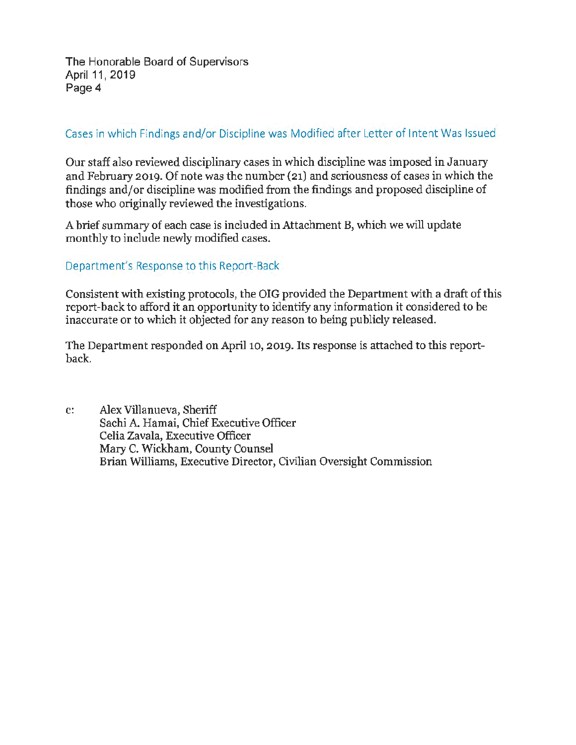## Cases in which Findings and/or Discipline was Modified after Letter of Intent Was Issued

Our staff also reviewed disciplinary cases in which discipline was imposed in January and February 2019. Of note was the number (21) and seriousness of cases in which the findings and/or discipline was modified from the findings and proposed discipline of those who originally reviewed the investigations.

A brief summary of each case is included in Attachment B, which we will update monthly to include newly modified cases.

## Department's Response to this Report-Back

Consistent with existing protocols, the OIG provided the Department with a draft of this report-back to afford it an opportunity to identify any information it considered to be inaccurate or to which it objected for any reason to being publicly released.

The Department responded on April 10, 2019. Its response is attached to this report-back.

c: Alex Villanueva, Sheriff
Sachi A. Hamai, Chief Executive Officer
Celia Zavala, Executive Officer
Mary C. Wickham, County Counsel
Brian Williams, Executive Director, Civilian Oversight Commission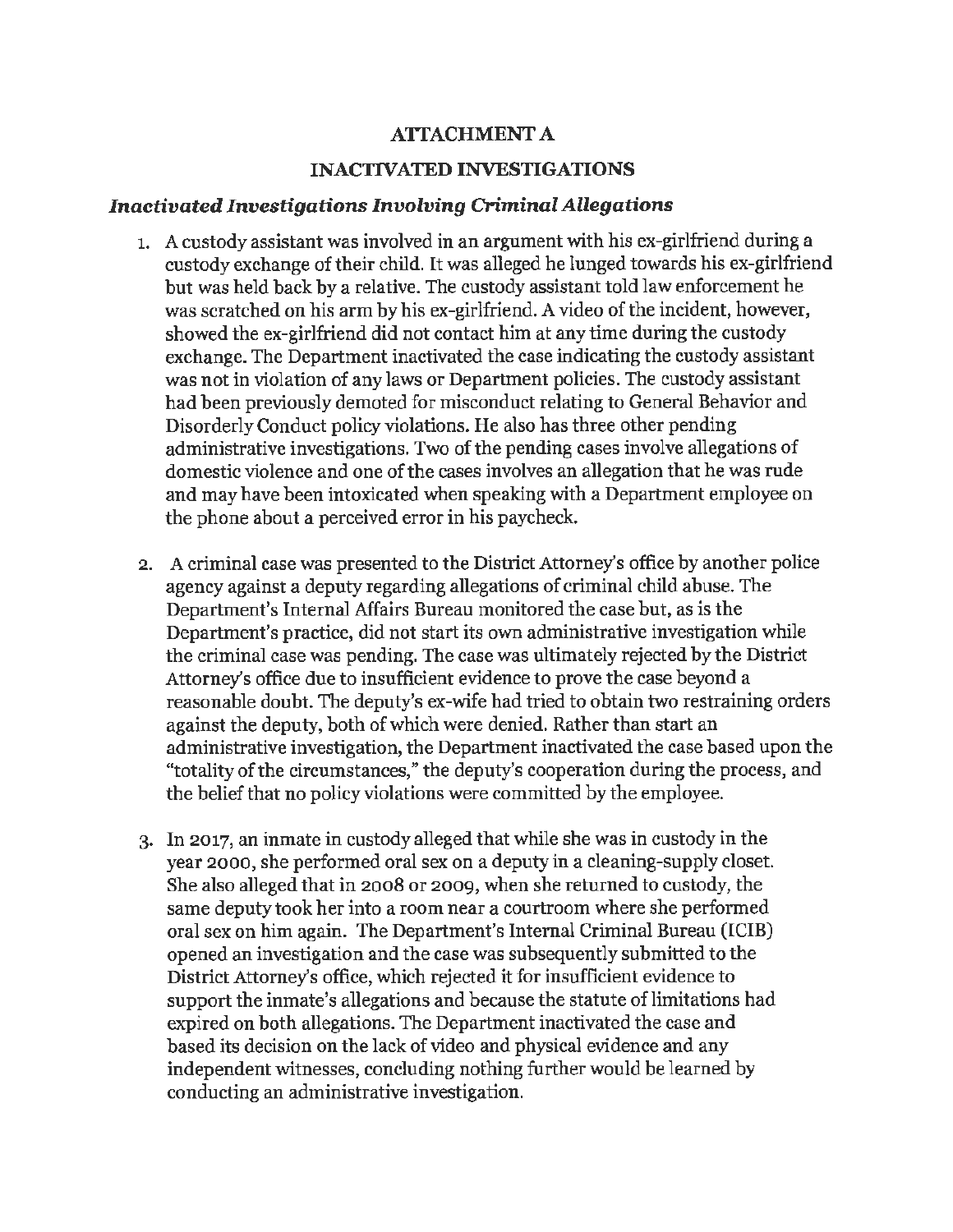# ATTACHMENT A

## INACTIVATED INVESTIGATIONS

### *Inactivated Investigations Involving Criminal Allegations*

1. A custody assistant was involved in an argument with his ex-girlfriend during a custody exchange of their child. It was alleged he lunged towards his ex-girlfriend but was held back by a relative. The custody assistant told law enforcement he was scratched on his arm by his ex-girlfriend. A video of the incident, however, showed the ex-girlfriend did not contact him at any time during the custody exchange. The Department inactivated the case indicating the custody assistant was not in violation of any laws or Department policies. The custody assistant had been previously demoted for misconduct relating to General Behavior and Disorderly Conduct policy violations. He also has three other pending administrative investigations. Two of the pending cases involve allegations of domestic violence and one of the cases involves an allegation that he was rude and may have been intoxicated when speaking with a Department employee on the phone about a perceived error in his paycheck.

2. A criminal case was presented to the District Attorney's office by another police agency against a deputy regarding allegations of criminal child abuse. The Department's Internal Affairs Bureau monitored the case but, as is the Department's practice, did not start its own administrative investigation while the criminal case was pending. The case was ultimately rejected by the District Attorney's office due to insufficient evidence to prove the case beyond a reasonable doubt. The deputy's ex-wife had tried to obtain two restraining orders against the deputy, both of which were denied. Rather than start an administrative investigation, the Department inactivated the case based upon the "totality of the circumstances," the deputy's cooperation during the process, and the belief that no policy violations were committed by the employee.

3. In 2017, an inmate in custody alleged that while she was in custody in the year 2000, she performed oral sex on a deputy in a cleaning-supply closet. She also alleged that in 2008 or 2009, when she returned to custody, the same deputy took her into a room near a courtroom where she performed oral sex on him again. The Department's Internal Criminal Bureau (ICIB) opened an investigation and the case was subsequently submitted to the District Attorney's office, which rejected it for insufficient evidence to support the inmate's allegations and because the statute of limitations had expired on both allegations. The Department inactivated the case and based its decision on the lack of video and physical evidence and any independent witnesses, concluding nothing further would be learned by conducting an administrative investigation.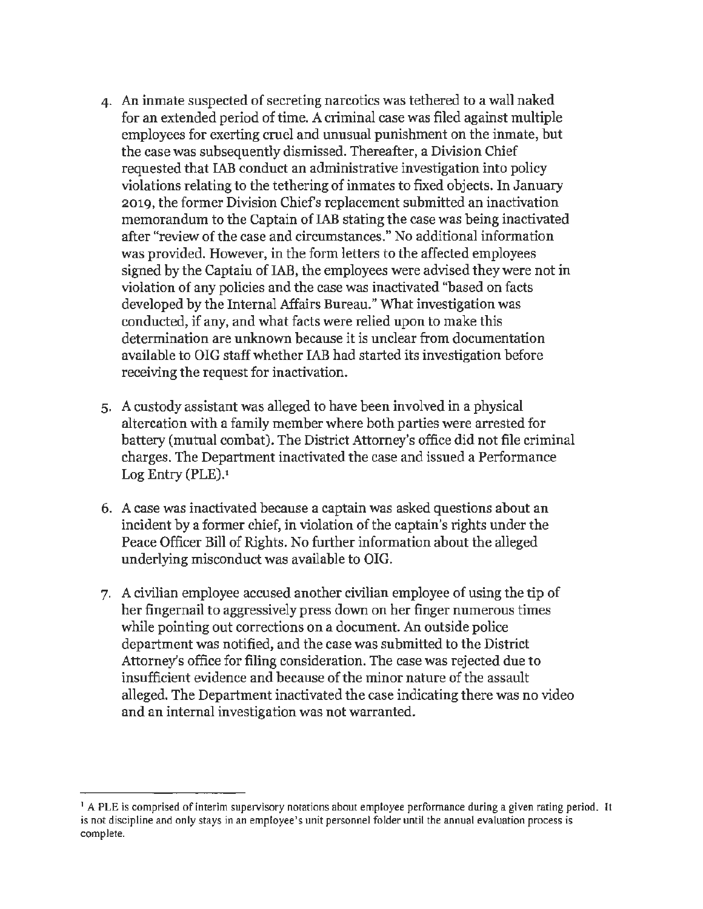4. An inmate suspected of secreting narcotics was tethered to a wall naked for an extended period of time. A criminal case was filed against multiple employees for exerting cruel and unusual punishment on the inmate, but the case was subsequently dismissed. Thereafter, a Division Chief requested that IAB conduct an administrative investigation into policy violations relating to the tethering of inmates to fixed objects. In January 2019, the former Division Chief's replacement submitted an inactivation memorandum to the Captain of IAB stating the case was being inactivated after "review of the case and circumstances." No additional information was provided. However, in the form letters to the affected employees signed by the Captaiu of IAB, the employees were advised they were not in violation of any policies and the case was inactivated "based on facts developed by the Internal Affairs Bureau." What investigation was conducted, if any, and what facts were relied upon to make this determination are unknown because it is unclear from documentation available to OIG staff whether IAB had started its investigation before receiving the request for inactivation.

5. A custody assistant was alleged to have been involved in a physical altercation with a family member where both parties were arrested for battery (mutual combat). The District Attorney's office did not file criminal charges. The Department inactivated the case and issued a Performance Log Entry (PLE).[1]

6. A case was inactivated because a captain was asked questions about an incident by a former chief, in violation of the captain's rights under the Peace Officer Bill of Rights. No further information about the alleged underlying misconduct was available to OIG.

7. A civilian employee accused another civilian employee of using the tip of her fingernail to aggressively press down on her finger numerous times while pointing out corrections on a document. An outside police department was notified, and the case was submitted to the District Attorney's office for filing consideration. The case was rejected due to insufficient evidence and because of the minor nature of the assault alleged. The Department inactivated the case indicating there was no video and an internal investigation was not warranted.

---

[1] A PLE is comprised of interim supervisory notations about employee performance during a given rating period. It is not discipline and only stays in an employee's unit personnel folder until the annual evaluation process is complete.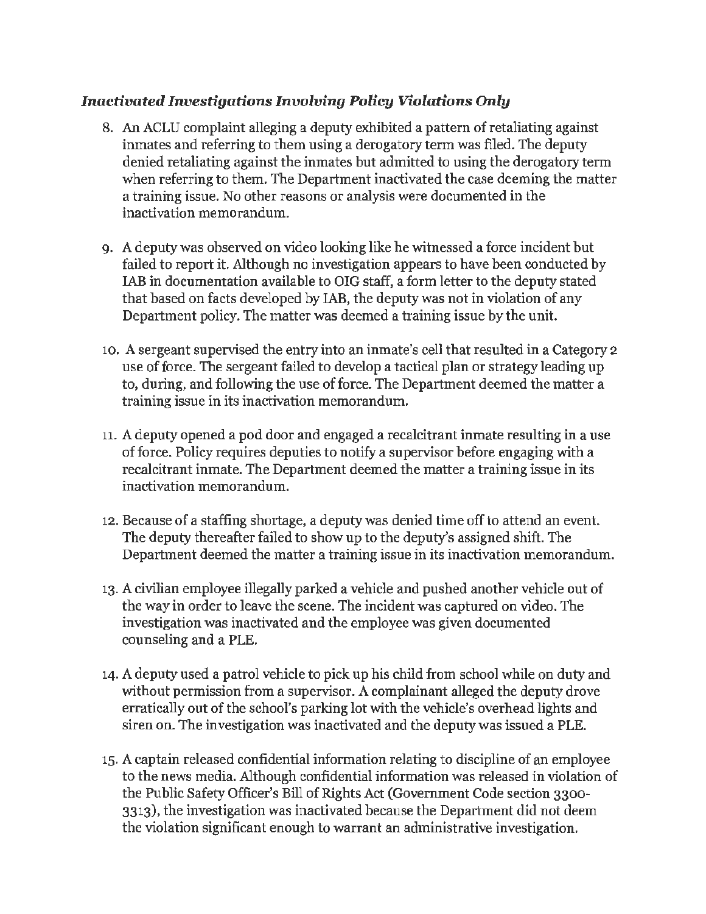***Inactivated Investigations Involving Policy Violations Only***

8. An ACLU complaint alleging a deputy exhibited a pattern of retaliating against inmates and referring to them using a derogatory term was filed. The deputy denied retaliating against the inmates but admitted to using the derogatory term when referring to them. The Department inactivated the case deeming the matter a training issue. No other reasons or analysis were documented in the inactivation memorandum.

9. A deputy was observed on video looking like he witnessed a force incident but failed to report it. Although no investigation appears to have been conducted by IAB in documentation available to OIG staff, a form letter to the deputy stated that based on facts developed by IAB, the deputy was not in violation of any Department policy. The matter was deemed a training issue by the unit.

10. A sergeant supervised the entry into an inmate's cell that resulted in a Category 2 use of force. The sergeant failed to develop a tactical plan or strategy leading up to, during, and following the use of force. The Department deemed the matter a training issue in its inactivation memorandum.

11. A deputy opened a pod door and engaged a recalcitrant inmate resulting in a use of force. Policy requires deputies to notify a supervisor before engaging with a recalcitrant inmate. The Department deemed the matter a training issue in its inactivation memorandum.

12. Because of a staffing shortage, a deputy was denied time off to attend an event. The deputy thereafter failed to show up to the deputy's assigned shift. The Department deemed the matter a training issue in its inactivation memorandum.

13. A civilian employee illegally parked a vehicle and pushed another vehicle out of the way in order to leave the scene. The incident was captured on video. The investigation was inactivated and the employee was given documented counseling and a PLE.

14. A deputy used a patrol vehicle to pick up his child from school while on duty and without permission from a supervisor. A complainant alleged the deputy drove erratically out of the school's parking lot with the vehicle's overhead lights and siren on. The investigation was inactivated and the deputy was issued a PLE.

15. A captain released confidential information relating to discipline of an employee to the news media. Although confidential information was released in violation of the Public Safety Officer's Bill of Rights Act (Government Code section 3300-3313), the investigation was inactivated because the Department did not deem the violation significant enough to warrant an administrative investigation.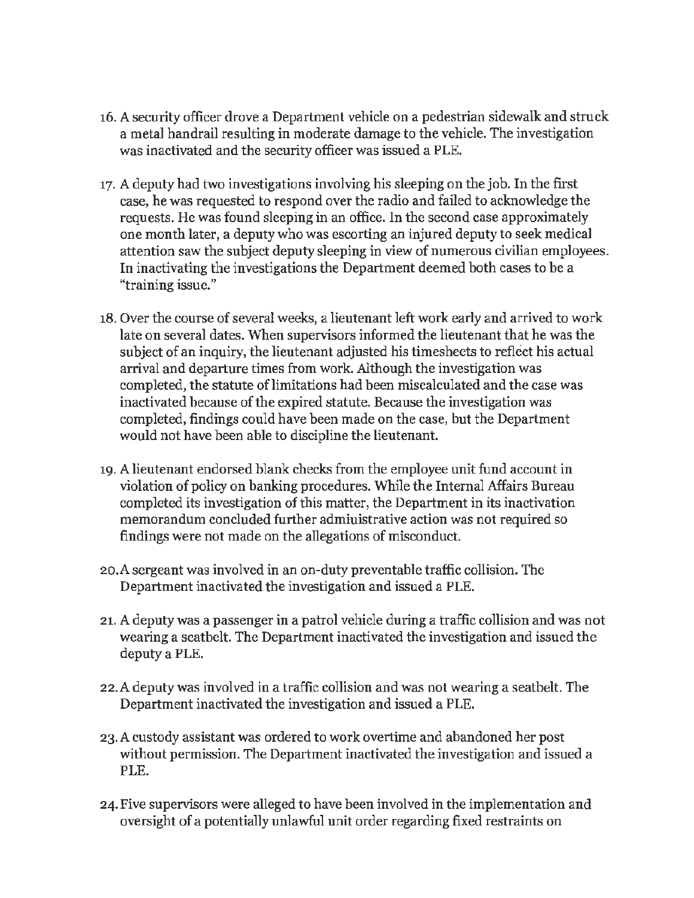16. A security officer drove a Department vehicle on a pedestrian sidewalk and struck a metal handrail resulting in moderate damage to the vehicle. The investigation was inactivated and the security officer was issued a PLE.

17. A deputy had two investigations involving his sleeping on the job. In the first case, he was requested to respond over the radio and failed to acknowledge the requests. He was found sleeping in an office. In the second case approximately one month later, a deputy who was escorting an injured deputy to seek medical attention saw the subject deputy sleeping in view of numerous civilian employees. In inactivating the investigations the Department deemed both cases to be a "training issue."

18. Over the course of several weeks, a lieutenant left work early and arrived to work late on several dates. When supervisors informed the lieutenant that he was the subject of an inquiry, the lieutenant adjusted his timesheets to reflect his actual arrival and departure times from work. Although the investigation was completed, the statute of limitations had been miscalculated and the case was inactivated because of the expired statute. Because the investigation was completed, findings could have been made on the case, but the Department would not have been able to discipline the lieutenant.

19. A lieutenant endorsed blank checks from the employee unit fund account in violation of policy on banking procedures. While the Internal Affairs Bureau completed its investigation of this matter, the Department in its inactivation memorandum concluded further admiuistrative action was not required so findings were not made on the allegations of misconduct.

20. A sergeant was involved in an on-duty preventable traffic collision. The Department inactivated the investigation and issued a PLE.

21. A deputy was a passenger in a patrol vehicle during a traffic collision and was not wearing a seatbelt. The Department inactivated the investigation and issued the deputy a PLE.

22. A deputy was involved in a traffic collision and was not wearing a seatbelt. The Department inactivated the investigation and issued a PLE.

23. A custody assistant was ordered to work overtime and abandoned her post without permission. The Department inactivated the investigation and issued a PLE.

24. Five supervisors were alleged to have been involved in the implementation and oversight of a potentially unlawful unit order regarding fixed restraints on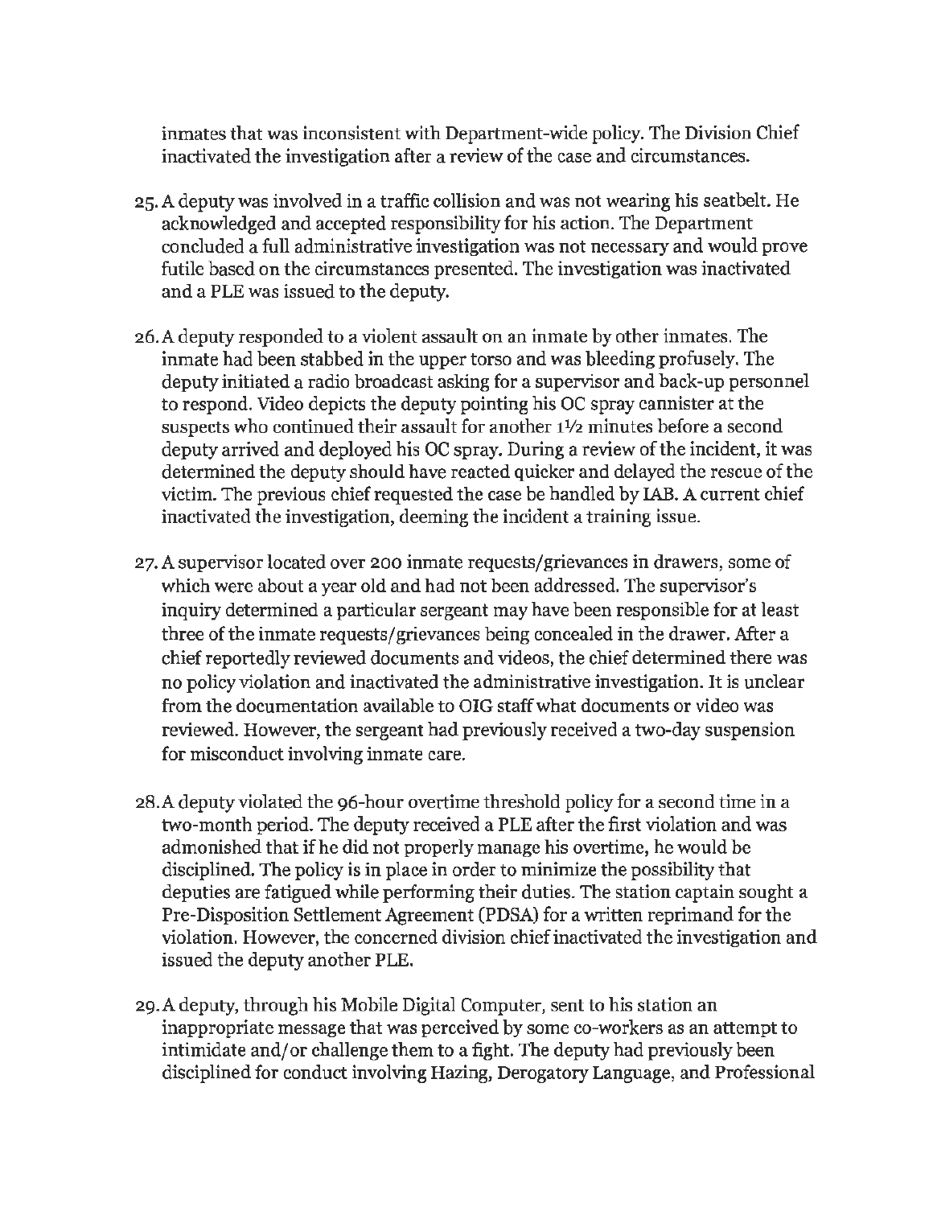inmates that was inconsistent with Department-wide policy. The Division Chief inactivated the investigation after a review of the case and circumstances.

25. A deputy was involved in a traffic collision and was not wearing his seatbelt. He acknowledged and accepted responsibility for his action. The Department concluded a full administrative investigation was not necessary and would prove futile based on the circumstances presented. The investigation was inactivated and a PLE was issued to the deputy.

26. A deputy responded to a violent assault on an inmate by other inmates. The inmate had been stabbed in the upper torso and was bleeding profusely. The deputy initiated a radio broadcast asking for a supervisor and back-up personnel to respond. Video depicts the deputy pointing his OC spray cannister at the suspects who continued their assault for another 1½ minutes before a second deputy arrived and deployed his OC spray. During a review of the incident, it was determined the deputy should have reacted quicker and delayed the rescue of the victim. The previous chief requested the case be handled by IAB. A current chief inactivated the investigation, deeming the incident a training issue.

27. A supervisor located over 200 inmate requests/grievances in drawers, some of which were about a year old and had not been addressed. The supervisor's inquiry determined a particular sergeant may have been responsible for at least three of the inmate requests/grievances being concealed in the drawer. After a chief reportedly reviewed documents and videos, the chief determined there was no policy violation and inactivated the administrative investigation. It is unclear from the documentation available to OIG staff what documents or video was reviewed. However, the sergeant had previously received a two-day suspension for misconduct involving inmate care.

28. A deputy violated the 96-hour overtime threshold policy for a second time in a two-month period. The deputy received a PLE after the first violation and was admonished that if he did not properly manage his overtime, he would be disciplined. The policy is in place in order to minimize the possibility that deputies are fatigued while performing their duties. The station captain sought a Pre-Disposition Settlement Agreement (PDSA) for a written reprimand for the violation. However, the concerned division chief inactivated the investigation and issued the deputy another PLE.

29. A deputy, through his Mobile Digital Computer, sent to his station an inappropriate message that was perceived by some co-workers as an attempt to intimidate and/or challenge them to a fight. The deputy had previously been disciplined for conduct involving Hazing, Derogatory Language, and Professional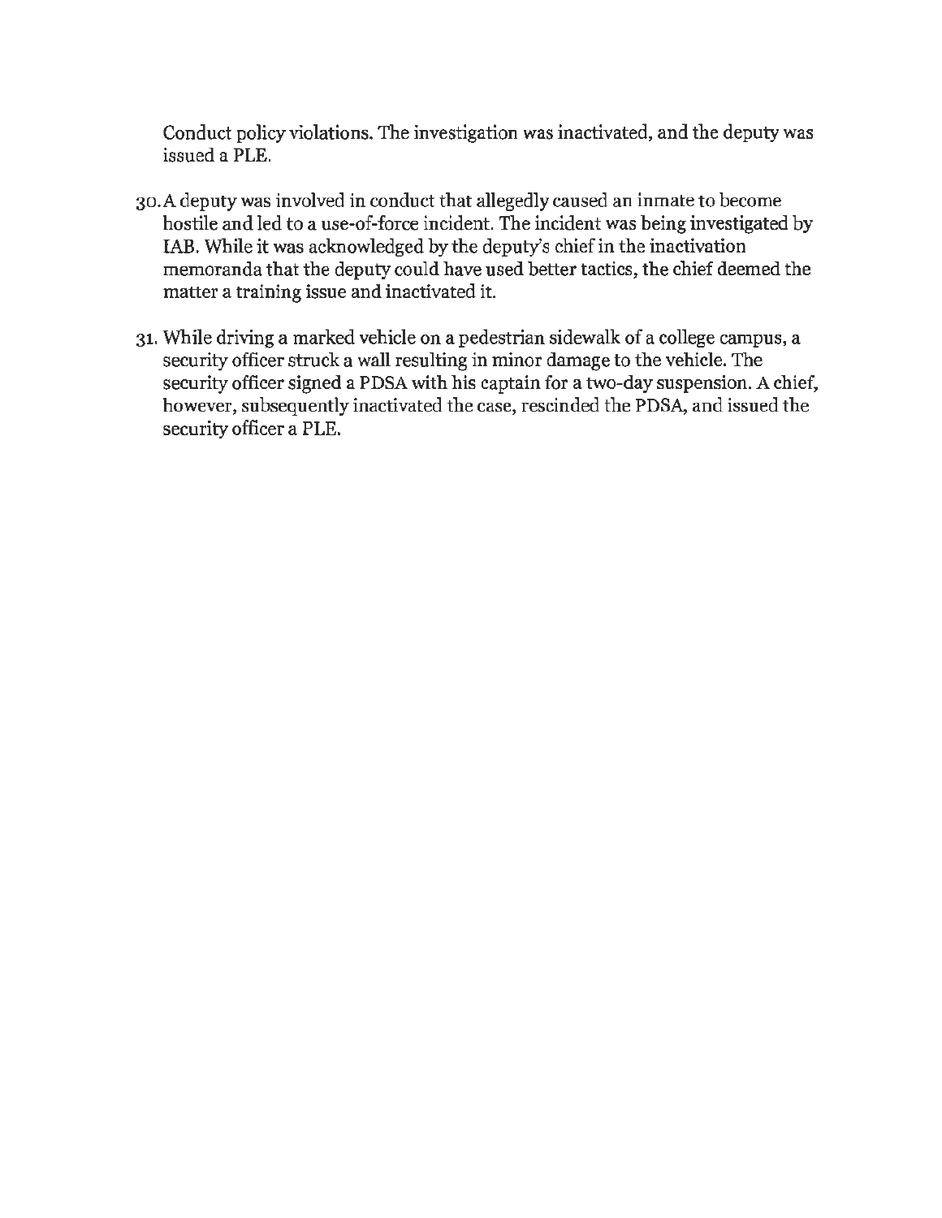Conduct policy violations. The investigation was inactivated, and the deputy was issued a PLE.

30. A deputy was involved in conduct that allegedly caused an inmate to become hostile and led to a use-of-force incident. The incident was being investigated by IAB. While it was acknowledged by the deputy's chief in the inactivation memoranda that the deputy could have used better tactics, the chief deemed the matter a training issue and inactivated it.

31. While driving a marked vehicle on a pedestrian sidewalk of a college campus, a security officer struck a wall resulting in minor damage to the vehicle. The security officer signed a PDSA with his captain for a two-day suspension. A chief, however, subsequently inactivated the case, rescinded the PDSA, and issued the security officer a PLE.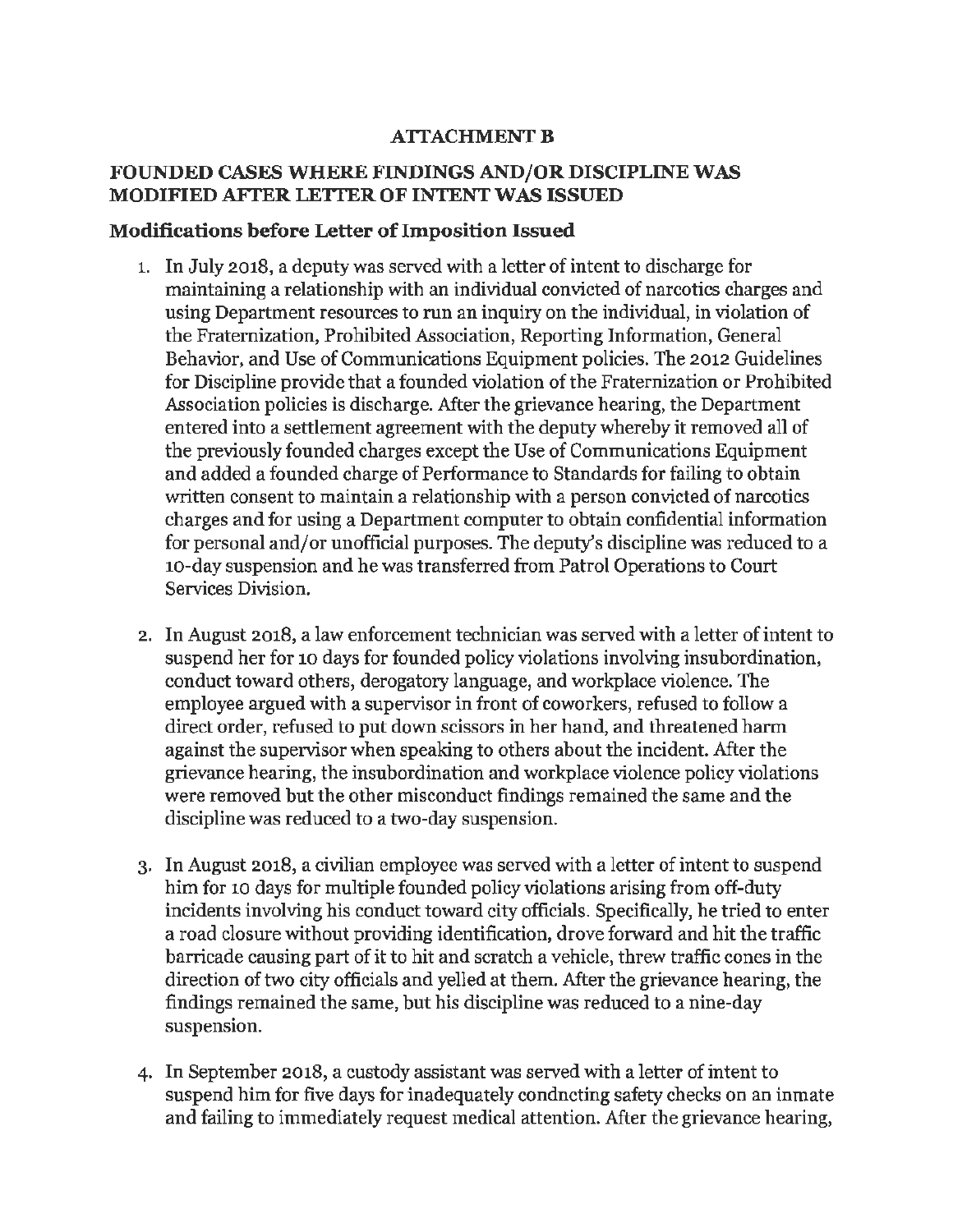## ATTACHMENT B

## FOUNDED CASES WHERE FINDINGS AND/OR DISCIPLINE WAS MODIFIED AFTER LETTER OF INTENT WAS ISSUED

### Modifications before Letter of Imposition Issued

1. In July 2018, a deputy was served with a letter of intent to discharge for maintaining a relationship with an individual convicted of narcotics charges and using Department resources to run an inquiry on the individual, in violation of the Fraternization, Prohibited Association, Reporting Information, General Behavior, and Use of Communications Equipment policies. The 2012 Guidelines for Discipline provide that a founded violation of the Fraternization or Prohibited Association policies is discharge. After the grievance hearing, the Department entered into a settlement agreement with the deputy whereby it removed all of the previously founded charges except the Use of Communications Equipment and added a founded charge of Performance to Standards for failing to obtain written consent to maintain a relationship with a person convicted of narcotics charges and for using a Department computer to obtain confidential information for personal and/or unofficial purposes. The deputy's discipline was reduced to a 10-day suspension and he was transferred from Patrol Operations to Court Services Division.

2. In August 2018, a law enforcement technician was served with a letter of intent to suspend her for 10 days for founded policy violations involving insubordination, conduct toward others, derogatory language, and workplace violence. The employee argued with a supervisor in front of coworkers, refused to follow a direct order, refused to put down scissors in her hand, and threatened harm against the supervisor when speaking to others about the incident. After the grievance hearing, the insubordination and workplace violence policy violations were removed but the other misconduct findings remained the same and the discipline was reduced to a two-day suspension.

3. In August 2018, a civilian employee was served with a letter of intent to suspend him for 10 days for multiple founded policy violations arising from off-duty incidents involving his conduct toward city officials. Specifically, he tried to enter a road closure without providing identification, drove forward and hit the traffic barricade causing part of it to hit and scratch a vehicle, threw traffic cones in the direction of two city officials and yelled at them. After the grievance hearing, the findings remained the same, but his discipline was reduced to a nine-day suspension.

4. In September 2018, a custody assistant was served with a letter of intent to suspend him for five days for inadequately condncting safety checks on an inmate and failing to immediately request medical attention. After the grievance hearing,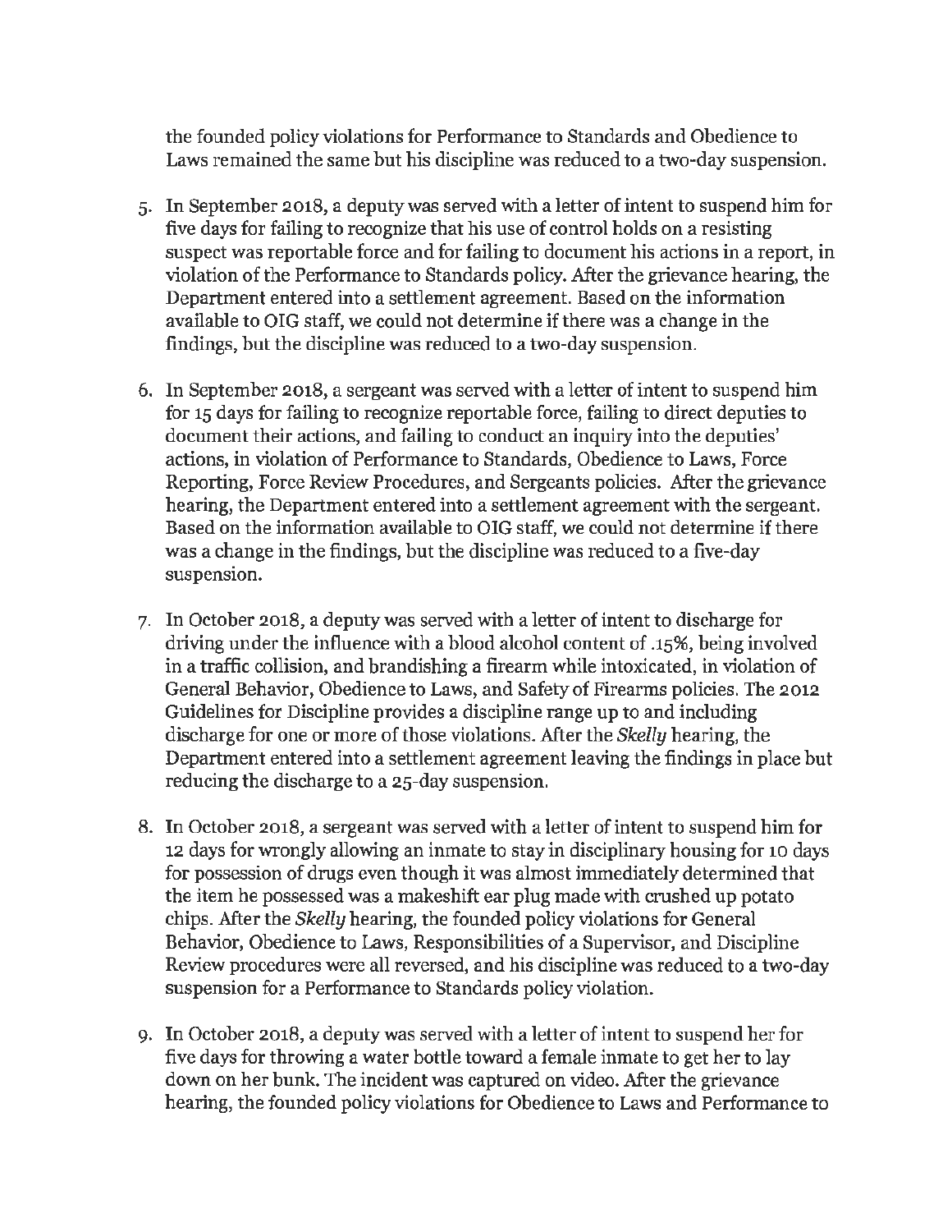the founded policy violations for Performance to Standards and Obedience to Laws remained the same but his discipline was reduced to a two-day suspension.

5. In September 2018, a deputy was served with a letter of intent to suspend him for five days for failing to recognize that his use of control holds on a resisting suspect was reportable force and for failing to document his actions in a report, in violation of the Performance to Standards policy. After the grievance hearing, the Department entered into a settlement agreement. Based on the information available to OIG staff, we could not determine if there was a change in the findings, but the discipline was reduced to a two-day suspension.

6. In September 2018, a sergeant was served with a letter of intent to suspend him for 15 days for failing to recognize reportable force, failing to direct deputies to document their actions, and failing to conduct an inquiry into the deputies' actions, in violation of Performance to Standards, Obedience to Laws, Force Reporting, Force Review Procedures, and Sergeants policies. After the grievance hearing, the Department entered into a settlement agreement with the sergeant. Based on the information available to OIG staff, we could not determine if there was a change in the findings, but the discipline was reduced to a five-day suspension.

7. In October 2018, a deputy was served with a letter of intent to discharge for driving under the influence with a blood alcohol content of .15%, being involved in a traffic collision, and brandishing a firearm while intoxicated, in violation of General Behavior, Obedience to Laws, and Safety of Firearms policies. The 2012 Guidelines for Discipline provides a discipline range up to and including discharge for one or more of those violations. After the *Skelly* hearing, the Department entered into a settlement agreement leaving the findings in place but reducing the discharge to a 25-day suspension.

8. In October 2018, a sergeant was served with a letter of intent to suspend him for 12 days for wrongly allowing an inmate to stay in disciplinary housing for 10 days for possession of drugs even though it was almost immediately determined that the item he possessed was a makeshift ear plug made with crushed up potato chips. After the *Skelly* hearing, the founded policy violations for General Behavior, Obedience to Laws, Responsibilities of a Supervisor, and Discipline Review procedures were all reversed, and his discipline was reduced to a two-day suspension for a Performance to Standards policy violation.

9. In October 2018, a deputy was served with a letter of intent to suspend her for five days for throwing a water bottle toward a female inmate to get her to lay down on her bunk. The incident was captured on video. After the grievance hearing, the founded policy violations for Obedience to Laws and Performance to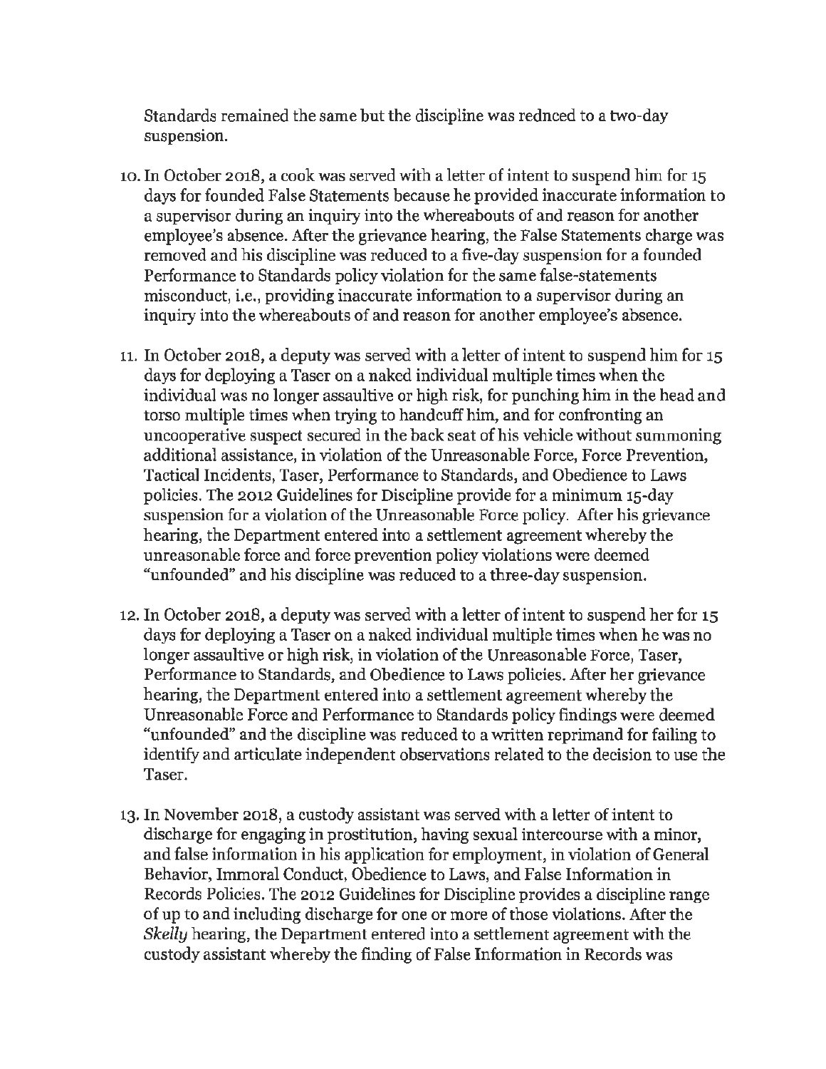Standards remained the same but the discipline was redneed to a two-day suspension.

10. In October 2018, a cook was served with a letter of intent to suspend him for 15 days for founded False Statements because he provided inaccurate information to a supervisor during an inquiry into the whereabouts of and reason for another employee's absence. After the grievance hearing, the False Statements charge was removed and his discipline was reduced to a five-day suspension for a founded Performance to Standards policy violation for the same false-statements misconduct, i.e., providing inaccurate information to a supervisor during an inquiry into the whereabouts of and reason for another employee's absence.

11. In October 2018, a deputy was served with a letter of intent to suspend him for 15 days for deploying a Taser on a naked individual multiple times when the individual was no longer assaultive or high risk, for punching him in the head and torso multiple times when trying to handcuff him, and for confronting an uncooperative suspect secured in the back seat of his vehicle without summoning additional assistance, in violation of the Unreasonable Force, Force Prevention, Tactical Incidents, Taser, Performance to Standards, and Obedience to Laws policies. The 2012 Guidelines for Discipline provide for a minimum 15-day suspension for a violation of the Unreasonable Force policy. After his grievance hearing, the Department entered into a settlement agreement whereby the unreasonable force and force prevention policy violations were deemed "unfounded" and his discipline was reduced to a three-day suspension.

12. In October 2018, a deputy was served with a letter of intent to suspend her for 15 days for deploying a Taser on a naked individual multiple times when he was no longer assaultive or high risk, in violation of the Unreasonable Force, Taser, Performance to Standards, and Obedience to Laws policies. After her grievance hearing, the Department entered into a settlement agreement whereby the Unreasonable Force and Performance to Standards policy findings were deemed "unfounded" and the discipline was reduced to a written reprimand for failing to identify and articulate independent observations related to the decision to use the Taser.

13. In November 2018, a custody assistant was served with a letter of intent to discharge for engaging in prostitution, having sexual intercourse with a minor, and false information in his application for employment, in violation of General Behavior, Immoral Conduct, Obedience to Laws, and False Information in Records Policies. The 2012 Guidelines for Discipline provides a discipline range of up to and including discharge for one or more of those violations. After the *Skelly* hearing, the Department entered into a settlement agreement with the custody assistant whereby the finding of False Information in Records was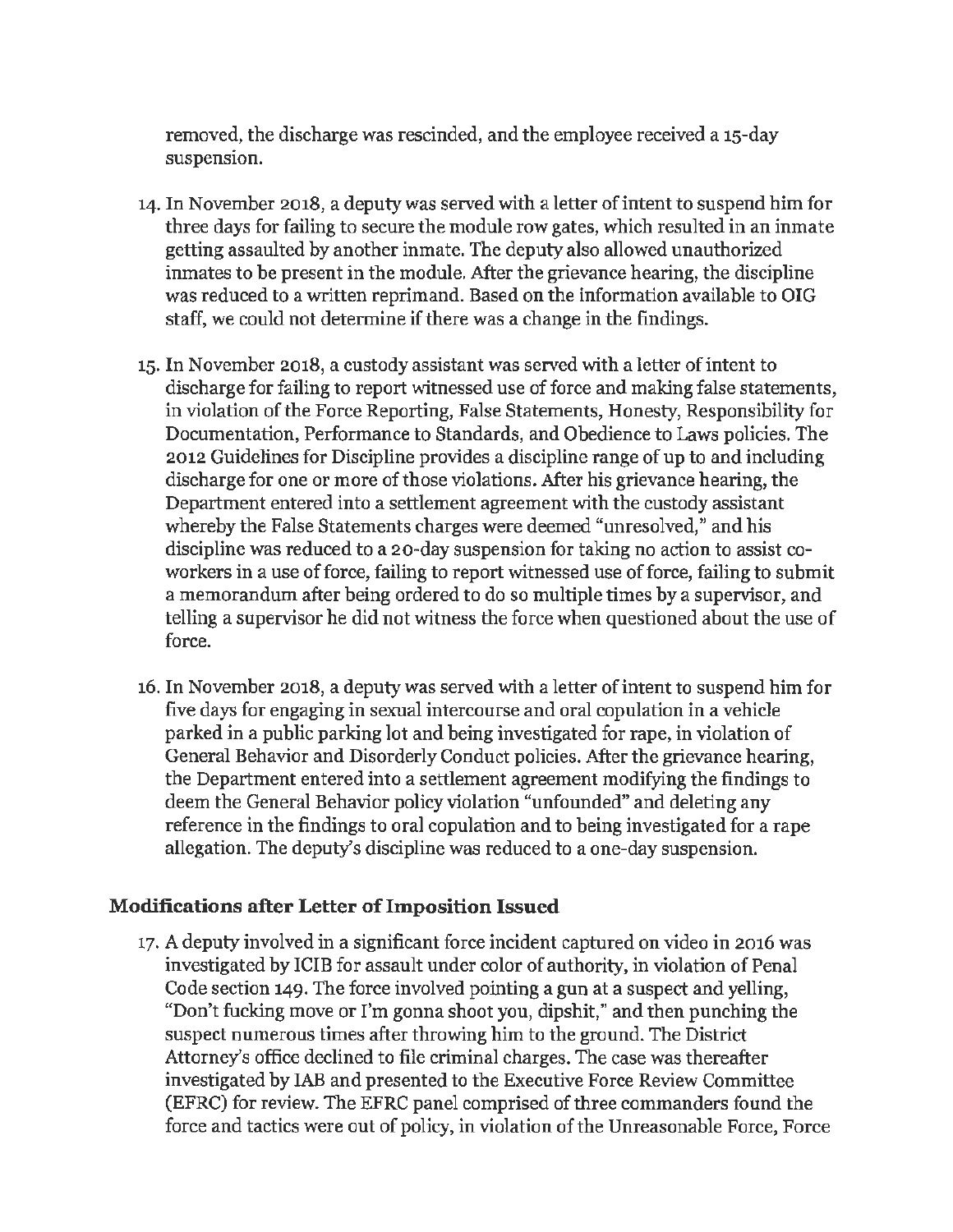removed, the discharge was rescinded, and the employee received a 15-day suspension.

14. In November 2018, a deputy was served with a letter of intent to suspend him for three days for failing to secure the module row gates, which resulted in an inmate getting assaulted by another inmate. The deputy also allowed unauthorized inmates to be present in the module. After the grievance hearing, the discipline was reduced to a written reprimand. Based on the information available to OIG staff, we could not determine if there was a change in the findings.

15. In November 2018, a custody assistant was served with a letter of intent to discharge for failing to report witnessed use of force and making false statements, in violation of the Force Reporting, False Statements, Honesty, Responsibility for Documentation, Performance to Standards, and Obedience to Laws policies. The 2012 Guidelines for Discipline provides a discipline range of up to and including discharge for one or more of those violations. After his grievance hearing, the Department entered into a settlement agreement with the custody assistant whereby the False Statements charges were deemed "unresolved," and his discipline was reduced to a 20-day suspension for taking no action to assist co-workers in a use of force, failing to report witnessed use of force, failing to submit a memorandum after being ordered to do so multiple times by a supervisor, and telling a supervisor he did not witness the force when questioned about the use of force.

16. In November 2018, a deputy was served with a letter of intent to suspend him for five days for engaging in sexual intercourse and oral copulation in a vehicle parked in a public parking lot and being investigated for rape, in violation of General Behavior and Disorderly Conduct policies. After the grievance hearing, the Department entered into a settlement agreement modifying the findings to deem the General Behavior policy violation "unfounded" and deleting any reference in the findings to oral copulation and to being investigated for a rape allegation. The deputy's discipline was reduced to a one-day suspension.

### Modifications after Letter of Imposition Issued

17. A deputy involved in a significant force incident captured on video in 2016 was investigated by ICIB for assault under color of authority, in violation of Penal Code section 149. The force involved pointing a gun at a suspect and yelling, "Don't fucking move or I'm gonna shoot you, dipshit," and then punching the suspect numerous times after throwing him to the ground. The District Attorney's office declined to file criminal charges. The case was thereafter investigated by IAB and presented to the Executive Force Review Committee (EFRC) for review. The EFRC panel comprised of three commanders found the force and tactics were out of policy, in violation of the Unreasonable Force, Force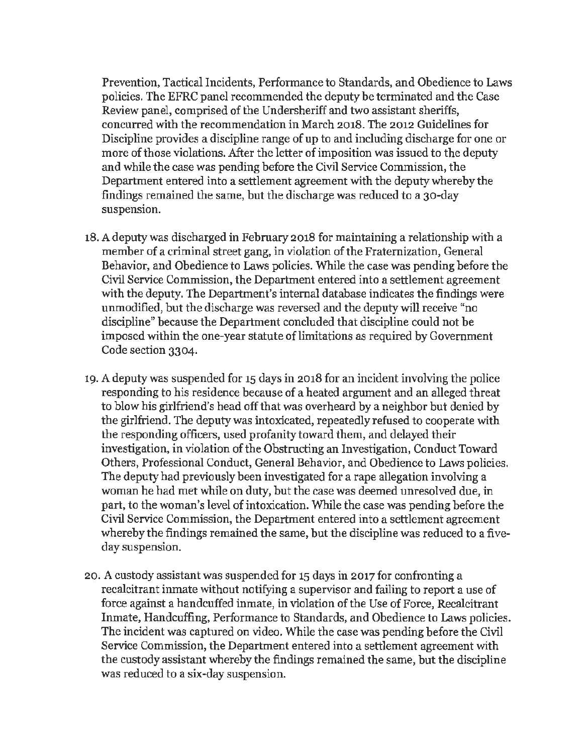Prevention, Tactical Incidents, Performance to Standards, and Obedience to Laws policies. The EFRC panel recommended the deputy be terminated and the Case Review panel, comprised of the Undersheriff and two assistant sheriffs, concurred with the recommendation in March 2018. The 2012 Guidelines for Discipline provides a discipline range of up to and including discharge for one or more of those violations. After the letter of imposition was issued to the deputy and while the case was pending before the Civil Service Commission, the Department entered into a settlement agreement with the deputy whereby the findings remained the same, but the discharge was reduced to a 30-day suspension.

18. A deputy was discharged in February 2018 for maintaining a relationship with a member of a criminal street gang, in violation of the Fraternization, General Behavior, and Obedience to Laws policies. While the case was pending before the Civil Service Commission, the Department entered into a settlement agreement with the deputy. The Department's internal database indicates the findings were unmodified, but the discharge was reversed and the deputy will receive "no discipline" because the Department concluded that discipline could not be imposed within the one-year statute of limitations as required by Government Code section 3304.

19. A deputy was suspended for 15 days in 2018 for an incident involving the police responding to his residence because of a heated argument and an alleged threat to blow his girlfriend's head off that was overheard by a neighbor but denied by the girlfriend. The deputy was intoxicated, repeatedly refused to cooperate with the responding officers, used profanity toward them, and delayed their investigation, in violation of the Obstructing an Investigation, Conduct Toward Others, Professional Conduct, General Behavior, and Obedience to Laws policies. The deputy had previously been investigated for a rape allegation involving a woman he had met while on duty, but the case was deemed unresolved due, in part, to the woman's level of intoxication. While the case was pending before the Civil Service Commission, the Department entered into a settlement agreement whereby the findings remained the same, but the discipline was reduced to a five-day suspension.

20. A custody assistant was suspended for 15 days in 2017 for confronting a recalcitrant inmate without notifying a supervisor and failing to report a use of force against a handcuffed inmate, in violation of the Use of Force, Recalcitrant Inmate, Handcuffing, Performance to Standards, and Obedience to Laws policies. The incident was captured on video. While the case was pending before the Civil Service Commission, the Department entered into a settlement agreement with the custody assistant whereby the findings remained the same, but the discipline was reduced to a six-day suspension.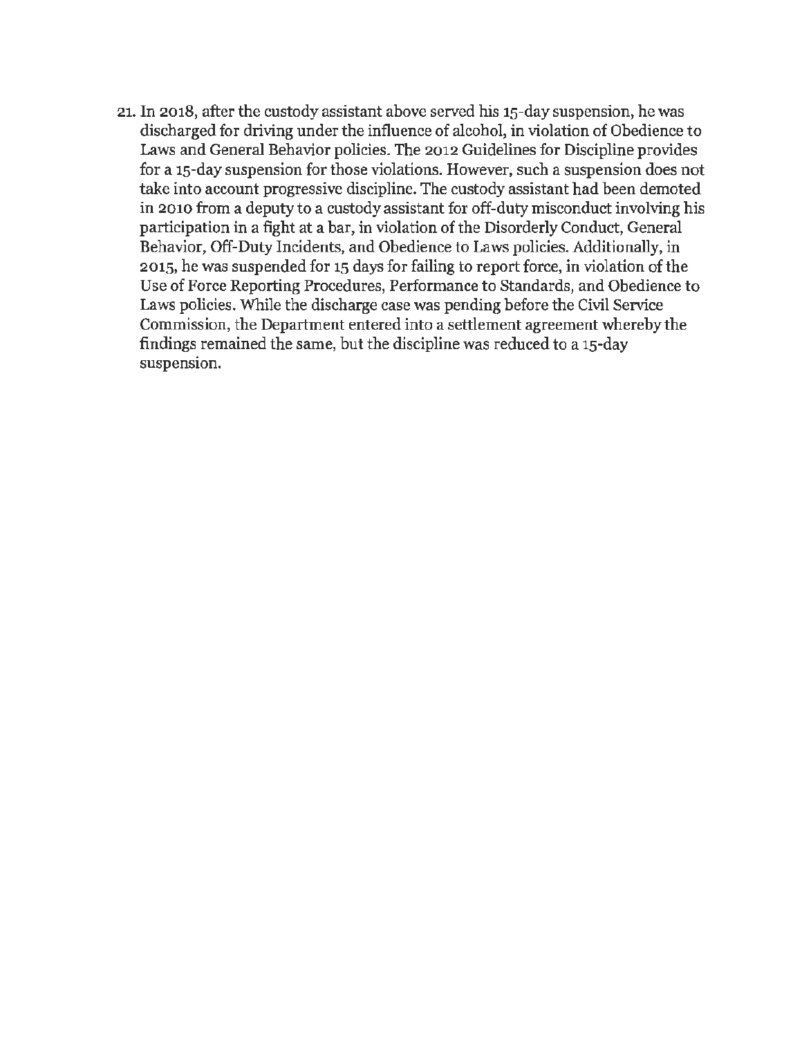21. In 2018, after the custody assistant above served his 15-day suspension, he was discharged for driving under the influence of alcohol, in violation of Obedience to Laws and General Behavior policies. The 2012 Guidelines for Discipline provides for a 15-day suspension for those violations. However, such a suspension does not take into account progressive discipline. The custody assistant had been demoted in 2010 from a deputy to a custody assistant for off-duty misconduct involving his participation in a fight at a bar, in violation of the Disorderly Conduct, General Behavior, Off-Duty Incidents, and Obedience to Laws policies. Additionally, in 2015, he was suspended for 15 days for failing to report force, in violation of the Use of Force Reporting Procedures, Performance to Standards, and Obedience to Laws policies. While the discharge case was pending before the Civil Service Commission, the Department entered into a settlement agreement whereby the findings remained the same, but the discipline was reduced to a 15-day suspension.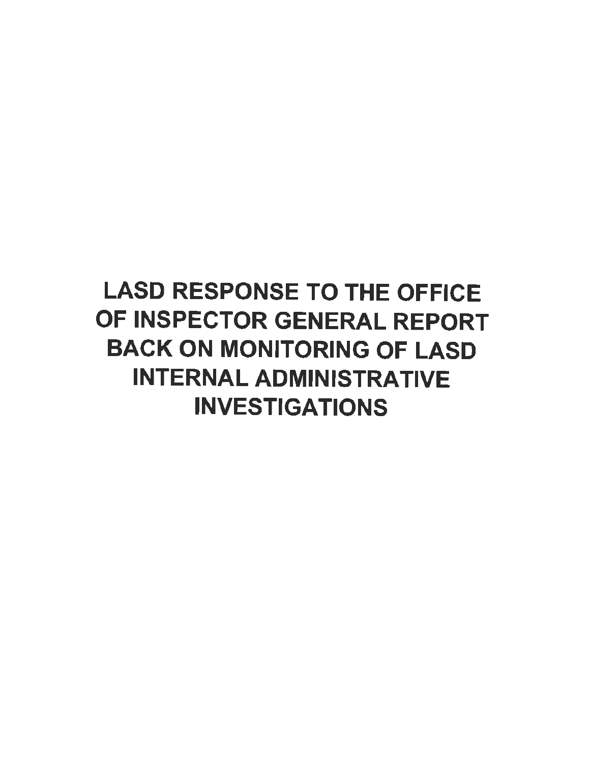# LASD RESPONSE TO THE OFFICE OF INSPECTOR GENERAL REPORT BACK ON MONITORING OF LASD INTERNAL ADMINISTRATIVE INVESTIGATIONS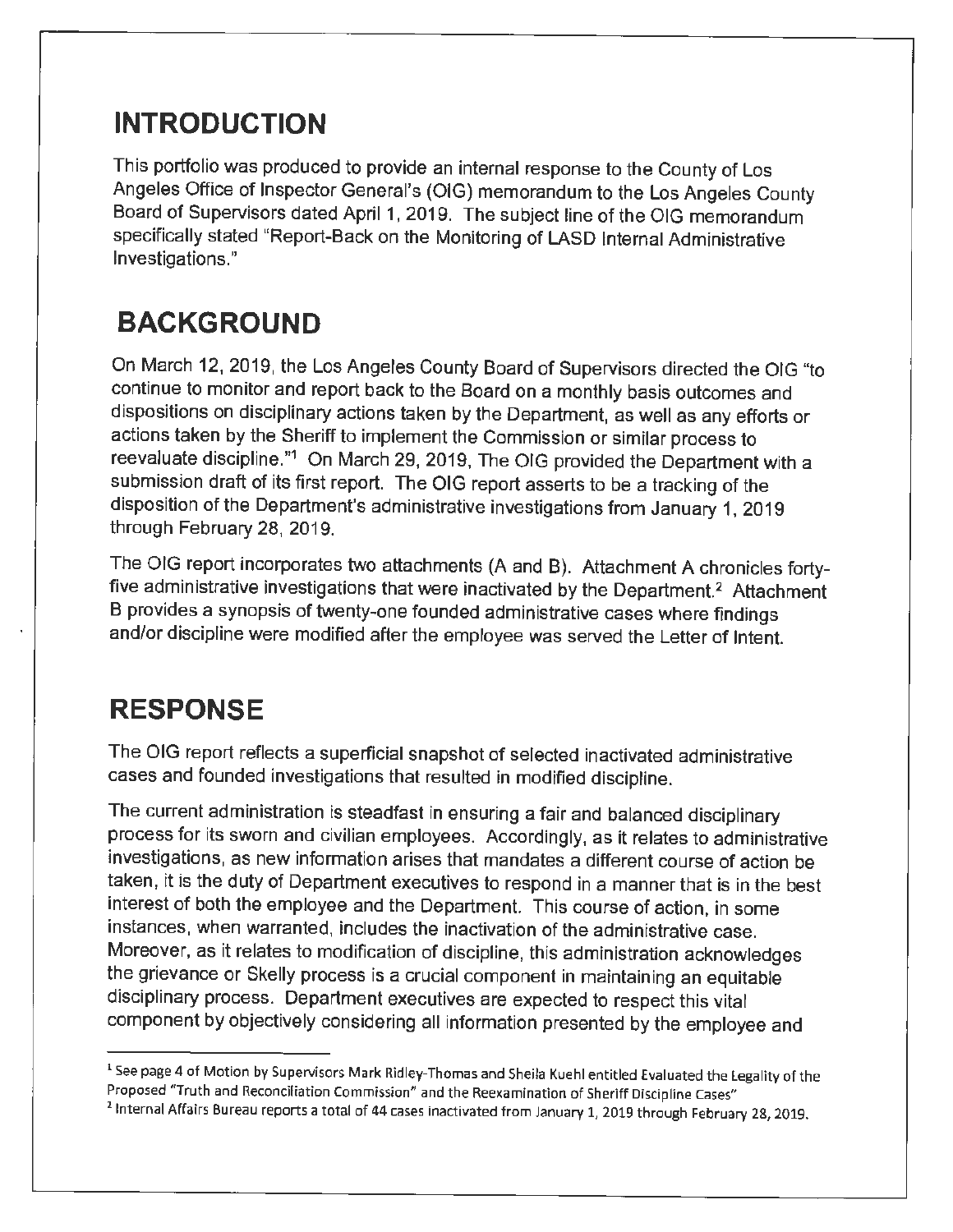## INTRODUCTION

This portfolio was produced to provide an internal response to the County of Los Angeles Office of Inspector General's (OIG) memorandum to the Los Angeles County Board of Supervisors dated April 1, 2019. The subject line of the OIG memorandum specifically stated "Report-Back on the Monitoring of LASD Internal Administrative Investigations."

## BACKGROUND

On March 12, 2019, the Los Angeles County Board of Supervisors directed the OIG "to continue to monitor and report back to the Board on a monthly basis outcomes and dispositions on disciplinary actions taken by the Department, as well as any efforts or actions taken by the Sheriff to implement the Commission or similar process to reevaluate discipline."[1] On March 29, 2019, The OIG provided the Department with a submission draft of its first report. The OIG report asserts to be a tracking of the disposition of the Department's administrative investigations from January 1, 2019 through February 28, 2019.

The OIG report incorporates two attachments (A and B). Attachment A chronicles forty-five administrative investigations that were inactivated by the Department.[2] Attachment B provides a synopsis of twenty-one founded administrative cases where findings and/or discipline were modified after the employee was served the Letter of Intent.

## RESPONSE

The OIG report reflects a superficial snapshot of selected inactivated administrative cases and founded investigations that resulted in modified discipline.

The current administration is steadfast in ensuring a fair and balanced disciplinary process for its sworn and civilian employees. Accordingly, as it relates to administrative investigations, as new information arises that mandates a different course of action be taken, it is the duty of Department executives to respond in a manner that is in the best interest of both the employee and the Department. This course of action, in some instances, when warranted, includes the inactivation of the administrative case. Moreover, as it relates to modification of discipline, this administration acknowledges the grievance or Skelly process is a crucial component in maintaining an equitable disciplinary process. Department executives are expected to respect this vital component by objectively considering all information presented by the employee and

---

[1] See page 4 of Motion by Supervisors Mark Ridley-Thomas and Sheila Kuehl entitled Evaluated the Legality of the Proposed "Truth and Reconciliation Commission" and the Reexamination of Sheriff Discipline Cases"

[2] Internal Affairs Bureau reports a total of 44 cases inactivated from January 1, 2019 through February 28, 2019.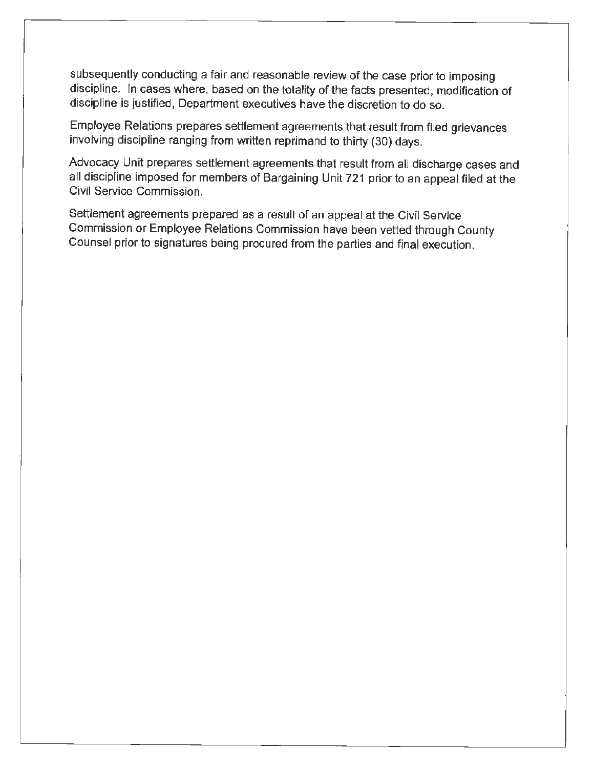subsequently conducting a fair and reasonable review of the case prior to imposing discipline. In cases where, based on the totality of the facts presented, modification of discipline is justified, Department executives have the discretion to do so.

Employee Relations prepares settlement agreements that result from filed grievances involving discipline ranging from written reprimand to thirty (30) days.

Advocacy Unit prepares settlement agreements that result from all discharge cases and all discipline imposed for members of Bargaining Unit 721 prior to an appeal filed at the Civil Service Commission.

Settlement agreements prepared as a result of an appeal at the Civil Service Commission or Employee Relations Commission have been vetted through County Counsel prior to signatures being procured from the parties and final execution.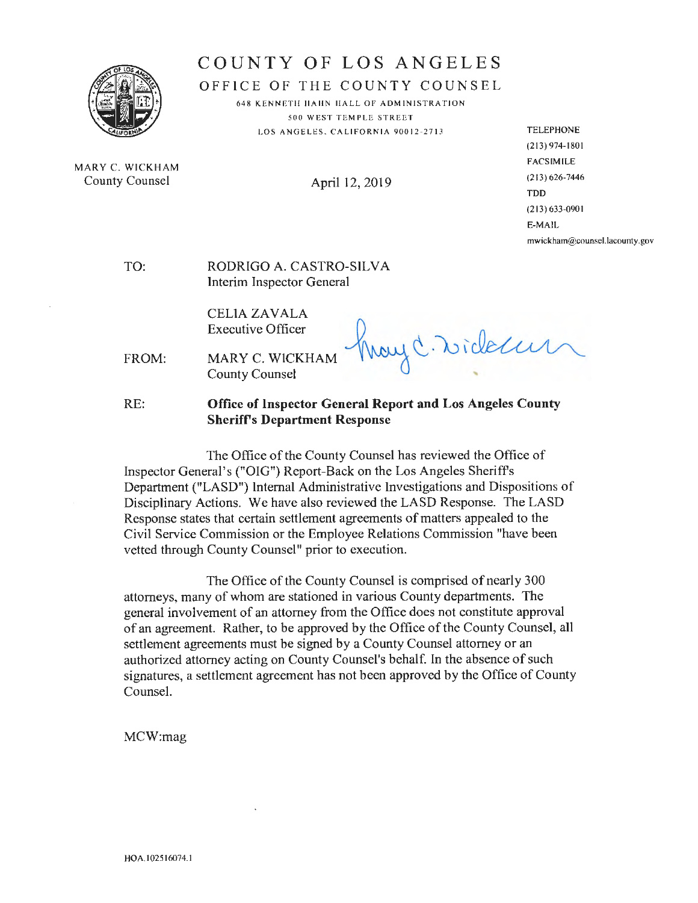# COUNTY OF LOS ANGELES

## OFFICE OF THE COUNTY COUNSEL

648 KENNETH HAHN HALL OF ADMINISTRATION
500 WEST TEMPLE STREET
LOS ANGELES, CALIFORNIA 90012-2713

MARY C. WICKHAM
County Counsel

April 12, 2019

TELEPHONE
(213) 974-1801
FACSIMILE
(213) 626-7446
TDD
(213) 633-0901
E-MAIL
mwickham@counsel.lacounty.gov

TO: RODRIGO A. CASTRO-SILVA
Interim Inspector General

CELIA ZAVALA
Executive Officer

FROM: MARY C. WICKHAM
County Counsel

RE: **Office of Inspector General Report and Los Angeles County Sheriff's Department Response**

The Office of the County Counsel has reviewed the Office of Inspector General's ("OIG") Report-Back on the Los Angeles Sheriff's Department ("LASD") Internal Administrative Investigations and Dispositions of Disciplinary Actions. We have also reviewed the LASD Response. The LASD Response states that certain settlement agreements of matters appealed to the Civil Service Commission or the Employee Relations Commission "have been vetted through County Counsel" prior to execution.

The Office of the County Counsel is comprised of nearly 300 attorneys, many of whom are stationed in various County departments. The general involvement of an attorney from the Office does not constitute approval of an agreement. Rather, to be approved by the Office of the County Counsel, all settlement agreements must be signed by a County Counsel attorney or an authorized attorney acting on County Counsel's behalf. In the absence of such signatures, a settlement agreement has not been approved by the Office of County Counsel.

MCW:mag

HOA.102516074.1